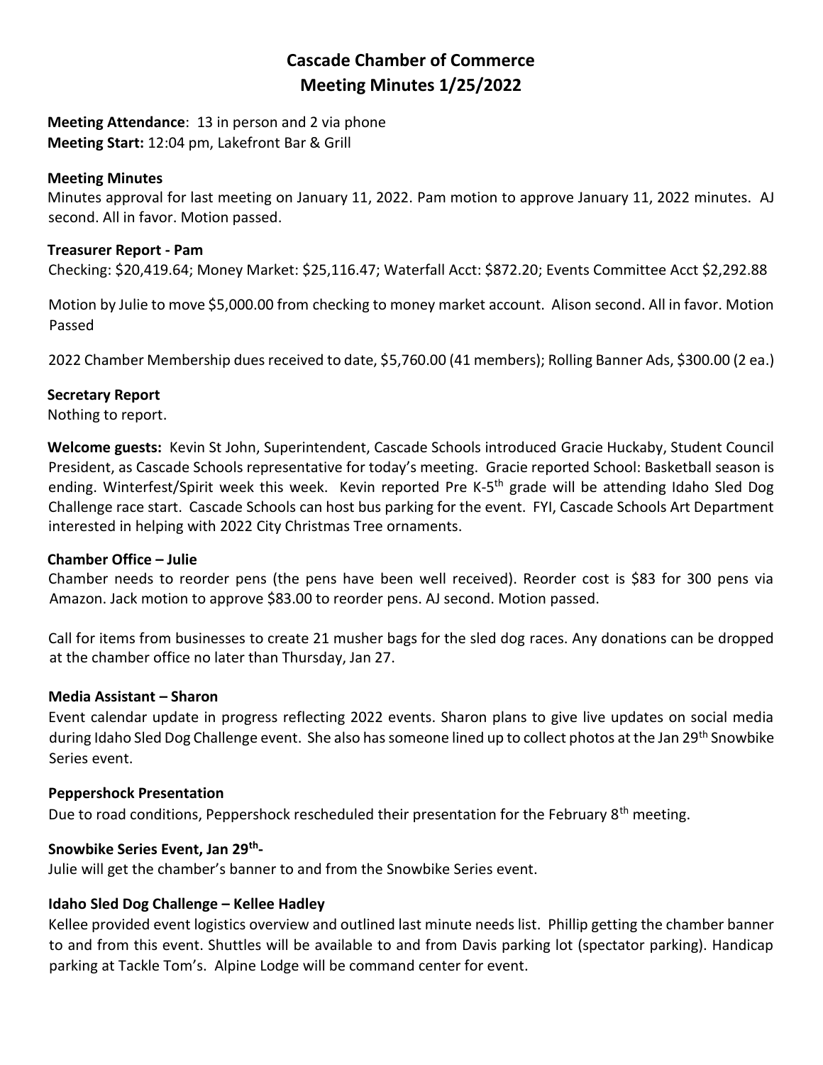# Cascade Chamber of Commerce
# Meeting Minutes 1/25/2022

**Meeting Attendance**: 13 in person and 2 via phone
**Meeting Start:** 12:04 pm, Lakefront Bar & Grill

**Meeting Minutes**

Minutes approval for last meeting on January 11, 2022. Pam motion to approve January 11, 2022 minutes. AJ second. All in favor. Motion passed.

**Treasurer Report - Pam**

Checking: $20,419.64; Money Market: $25,116.47; Waterfall Acct: $872.20; Events Committee Acct $2,292.88

Motion by Julie to move $5,000.00 from checking to money market account. Alison second. All in favor. Motion Passed

2022 Chamber Membership dues received to date, $5,760.00 (41 members); Rolling Banner Ads, $300.00 (2 ea.)

**Secretary Report**

Nothing to report.

**Welcome guests:** Kevin St John, Superintendent, Cascade Schools introduced Gracie Huckaby, Student Council President, as Cascade Schools representative for today's meeting. Gracie reported School: Basketball season is ending. Winterfest/Spirit week this week. Kevin reported Pre K-5th grade will be attending Idaho Sled Dog Challenge race start. Cascade Schools can host bus parking for the event. FYI, Cascade Schools Art Department interested in helping with 2022 City Christmas Tree ornaments.

**Chamber Office – Julie**

Chamber needs to reorder pens (the pens have been well received). Reorder cost is $83 for 300 pens via Amazon. Jack motion to approve $83.00 to reorder pens. AJ second. Motion passed.

Call for items from businesses to create 21 musher bags for the sled dog races. Any donations can be dropped at the chamber office no later than Thursday, Jan 27.

**Media Assistant – Sharon**

Event calendar update in progress reflecting 2022 events. Sharon plans to give live updates on social media during Idaho Sled Dog Challenge event. She also has someone lined up to collect photos at the Jan 29th Snowbike Series event.

**Peppershock Presentation**

Due to road conditions, Peppershock rescheduled their presentation for the February 8th meeting.

**Snowbike Series Event, Jan 29th-**

Julie will get the chamber's banner to and from the Snowbike Series event.

**Idaho Sled Dog Challenge – Kellee Hadley**

Kellee provided event logistics overview and outlined last minute needs list. Phillip getting the chamber banner to and from this event. Shuttles will be available to and from Davis parking lot (spectator parking). Handicap parking at Tackle Tom's. Alpine Lodge will be command center for event.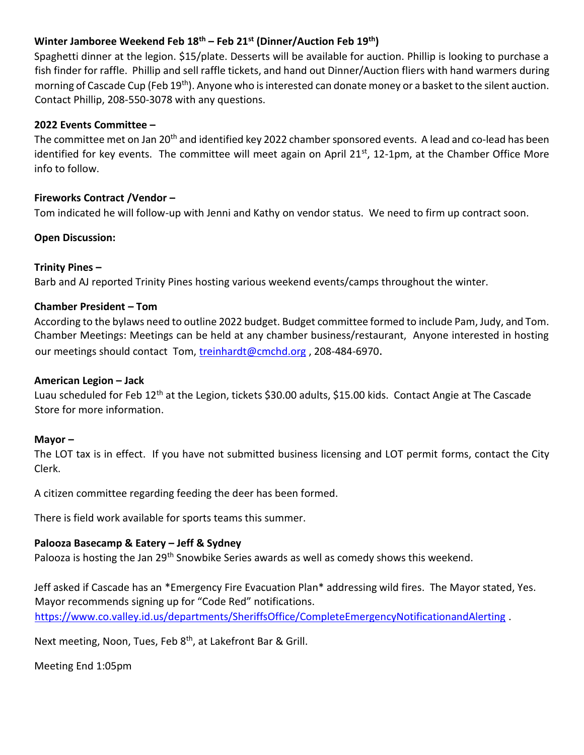**Winter Jamboree Weekend Feb 18th – Feb 21st (Dinner/Auction Feb 19th)**

Spaghetti dinner at the legion. $15/plate. Desserts will be available for auction. Phillip is looking to purchase a fish finder for raffle. Phillip and sell raffle tickets, and hand out Dinner/Auction fliers with hand warmers during morning of Cascade Cup (Feb 19th). Anyone who is interested can donate money or a basket to the silent auction. Contact Phillip, 208-550-3078 with any questions.

**2022 Events Committee –**

The committee met on Jan 20th and identified key 2022 chamber sponsored events. A lead and co-lead has been identified for key events. The committee will meet again on April 21st, 12-1pm, at the Chamber Office More info to follow.

**Fireworks Contract /Vendor –**

Tom indicated he will follow-up with Jenni and Kathy on vendor status. We need to firm up contract soon.

**Open Discussion:**

**Trinity Pines –**

Barb and AJ reported Trinity Pines hosting various weekend events/camps throughout the winter.

**Chamber President – Tom**

According to the bylaws need to outline 2022 budget. Budget committee formed to include Pam, Judy, and Tom. Chamber Meetings: Meetings can be held at any chamber business/restaurant, Anyone interested in hosting our meetings should contact Tom, treinhardt@cmchd.org , 208-484-6970.

**American Legion – Jack**

Luau scheduled for Feb 12th at the Legion, tickets $30.00 adults, $15.00 kids. Contact Angie at The Cascade Store for more information.

**Mayor –**

The LOT tax is in effect. If you have not submitted business licensing and LOT permit forms, contact the City Clerk.

A citizen committee regarding feeding the deer has been formed.

There is field work available for sports teams this summer.

**Palooza Basecamp & Eatery – Jeff & Sydney**

Palooza is hosting the Jan 29th Snowbike Series awards as well as comedy shows this weekend.

Jeff asked if Cascade has an *Emergency Fire Evacuation Plan* addressing wild fires. The Mayor stated, Yes. Mayor recommends signing up for "Code Red" notifications. https://www.co.valley.id.us/departments/SheriffsOffice/CompleteEmergencyNotificationandAlerting .

Next meeting, Noon, Tues, Feb 8th, at Lakefront Bar & Grill.

Meeting End 1:05pm